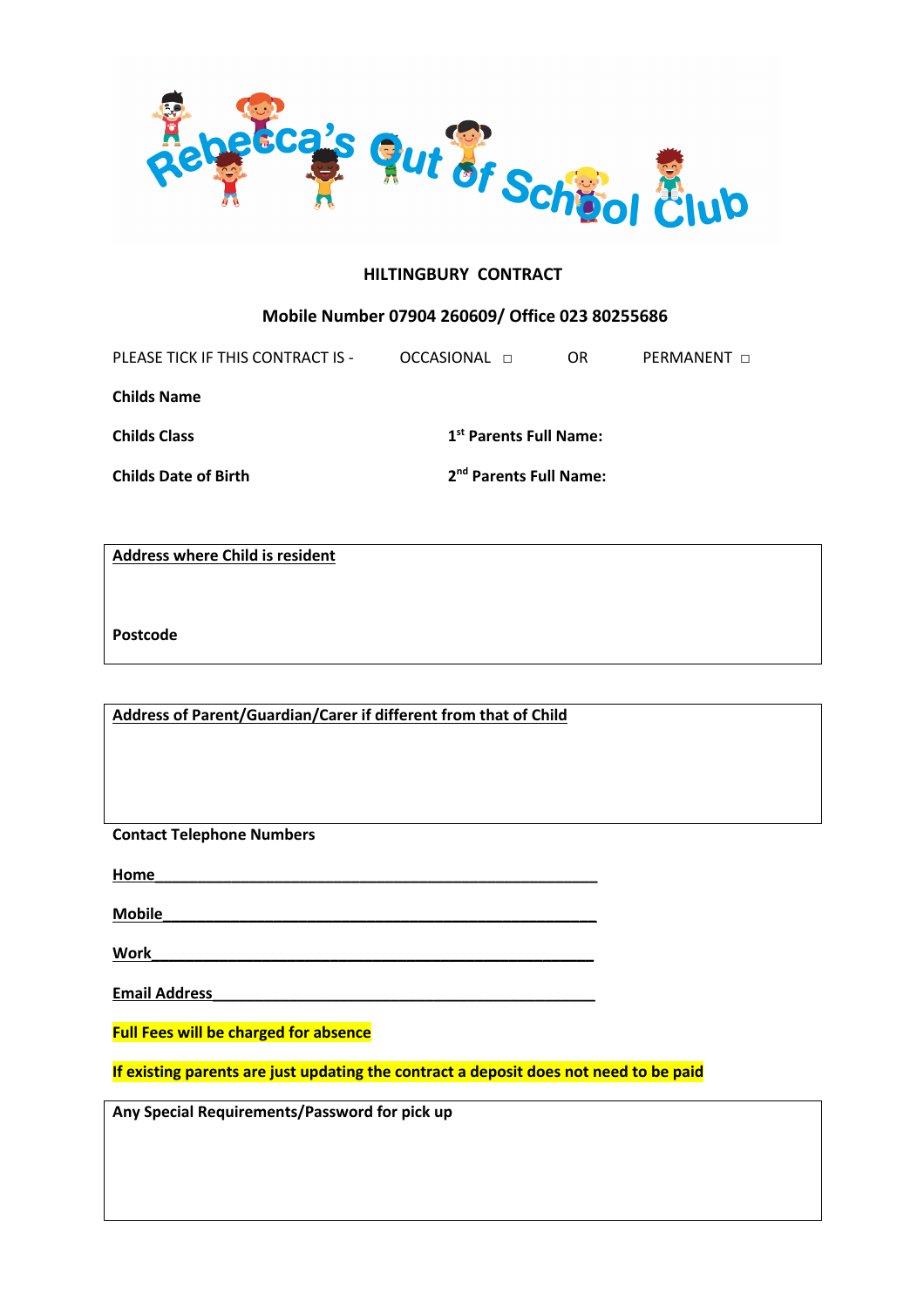# Rebecca's Out of School Club

**HILTINGBURY CONTRACT**

**Mobile Number 07904 260609/ Office 023 80255686**

PLEASE TICK IF THIS CONTRACT IS - OCCASIONAL □ OR PERMANENT □

**Childs Name**

**Childs Class** **1st Parents Full Name:**

**Childs Date of Birth** **2nd Parents Full Name:**

**Address where Child is resident**

**Postcode**

**Address of Parent/Guardian/Carer if different from that of Child**

**Contact Telephone Numbers**

**Home**\_\_\_\_\_\_\_\_\_\_\_\_\_\_\_\_\_\_\_\_\_\_\_\_\_\_\_\_\_\_\_\_\_\_\_\_\_\_\_\_\_\_\_\_\_\_\_\_

**Mobile**\_\_\_\_\_\_\_\_\_\_\_\_\_\_\_\_\_\_\_\_\_\_\_\_\_\_\_\_\_\_\_\_\_\_\_\_\_\_\_\_\_\_\_\_\_\_\_

**Work**\_\_\_\_\_\_\_\_\_\_\_\_\_\_\_\_\_\_\_\_\_\_\_\_\_\_\_\_\_\_\_\_\_\_\_\_\_\_\_\_\_\_\_\_\_\_\_\_

**Email Address**\_\_\_\_\_\_\_\_\_\_\_\_\_\_\_\_\_\_\_\_\_\_\_\_\_\_\_\_\_\_\_\_\_\_\_\_\_\_\_\_\_

**Full Fees will be charged for absence**

**If existing parents are just updating the contract a deposit does not need to be paid**

**Any Special Requirements/Password for pick up**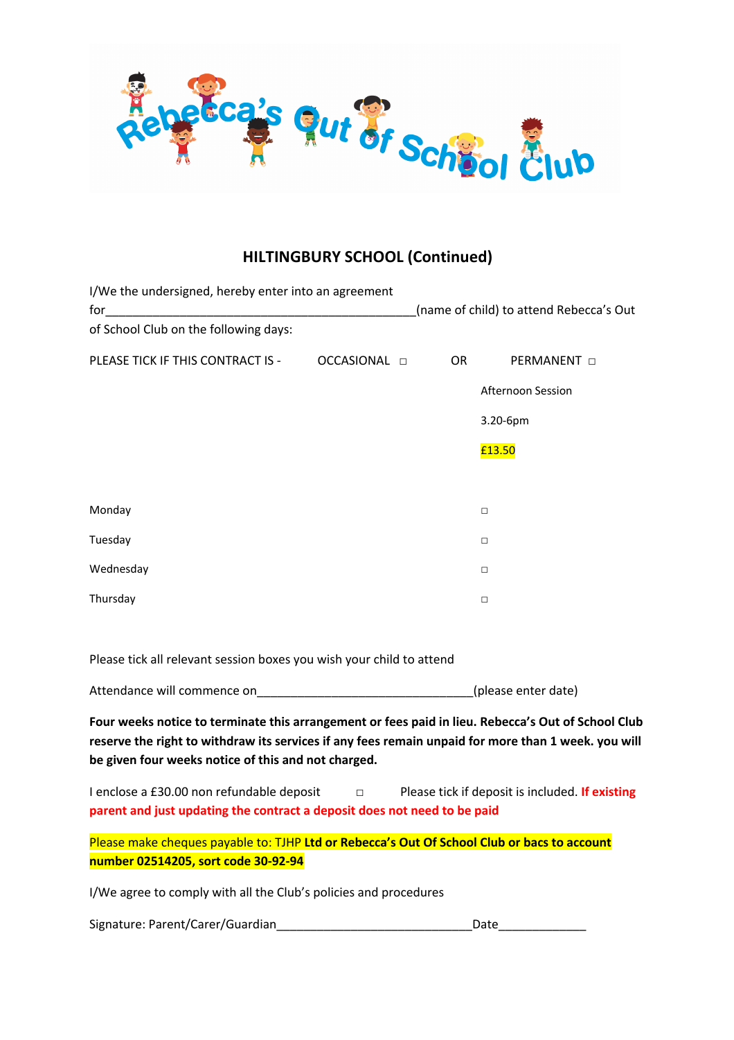Rebecca's Out of School Club

## HILTINGBURY SCHOOL (Continued)

I/We the undersigned, hereby enter into an agreement for_______________________________________________(name of child) to attend Rebecca's Out of School Club on the following days:

PLEASE TICK IF THIS CONTRACT IS - OCCASIONAL ☐ OR PERMANENT ☐

| | Afternoon Session<br>3.20-6pm<br>£13.50 |
|---|---|
| Monday | ☐ |
| Tuesday | ☐ |
| Wednesday | ☐ |
| Thursday | ☐ |

Please tick all relevant session boxes you wish your child to attend

Attendance will commence on________________________________(please enter date)

**Four weeks notice to terminate this arrangement or fees paid in lieu. Rebecca's Out of School Club reserve the right to withdraw its services if any fees remain unpaid for more than 1 week. you will be given four weeks notice of this and not charged.**

I enclose a £30.00 non refundable deposit ☐ Please tick if deposit is included. **If existing parent and just updating the contract a deposit does not need to be paid**

Please make cheques payable to: TJHP **Ltd or Rebecca's Out Of School Club or bacs to account number 02514205, sort code 30-92-94**

I/We agree to comply with all the Club's policies and procedures

Signature: Parent/Carer/Guardian_____________________________Date_____________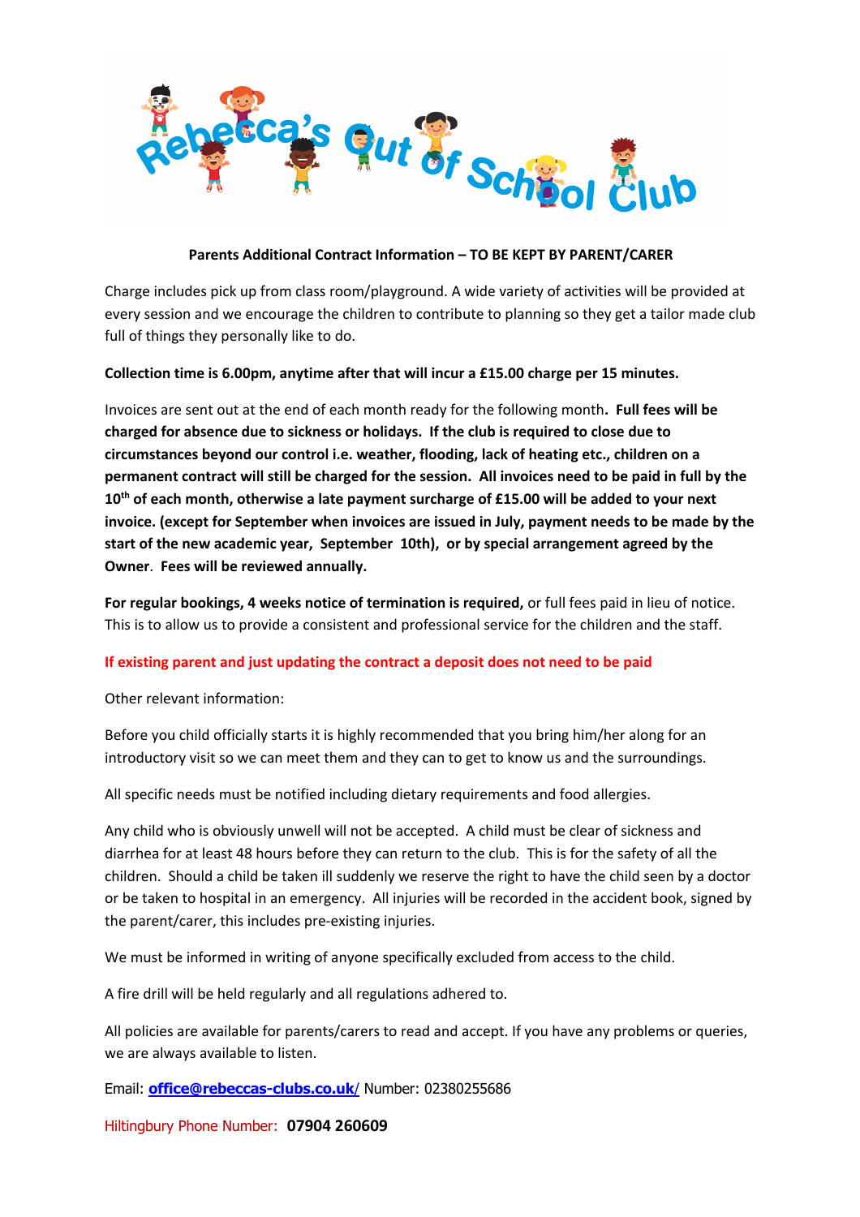# Rebecca's Out of School Club

**Parents Additional Contract Information – TO BE KEPT BY PARENT/CARER**

Charge includes pick up from class room/playground. A wide variety of activities will be provided at every session and we encourage the children to contribute to planning so they get a tailor made club full of things they personally like to do.

**Collection time is 6.00pm, anytime after that will incur a £15.00 charge per 15 minutes.**

Invoices are sent out at the end of each month ready for the following month**. Full fees will be charged for absence due to sickness or holidays. If the club is required to close due to circumstances beyond our control i.e. weather, flooding, lack of heating etc., children on a permanent contract will still be charged for the session. All invoices need to be paid in full by the 10th of each month, otherwise a late payment surcharge of £15.00 will be added to your next invoice. (except for September when invoices are issued in July, payment needs to be made by the start of the new academic year, September 10th), or by special arrangement agreed by the Owner**. **Fees will be reviewed annually.**

**For regular bookings, 4 weeks notice of termination is required,** or full fees paid in lieu of notice. This is to allow us to provide a consistent and professional service for the children and the staff.

**If existing parent and just updating the contract a deposit does not need to be paid**

Other relevant information:

Before you child officially starts it is highly recommended that you bring him/her along for an introductory visit so we can meet them and they can to get to know us and the surroundings.

All specific needs must be notified including dietary requirements and food allergies.

Any child who is obviously unwell will not be accepted. A child must be clear of sickness and diarrhea for at least 48 hours before they can return to the club. This is for the safety of all the children. Should a child be taken ill suddenly we reserve the right to have the child seen by a doctor or be taken to hospital in an emergency. All injuries will be recorded in the accident book, signed by the parent/carer, this includes pre-existing injuries.

We must be informed in writing of anyone specifically excluded from access to the child.

A fire drill will be held regularly and all regulations adhered to.

All policies are available for parents/carers to read and accept. If you have any problems or queries, we are always available to listen.

Email: **office@rebeccas-clubs.co.uk**/ Number: 02380255686

Hiltingbury Phone Number: **07904 260609**